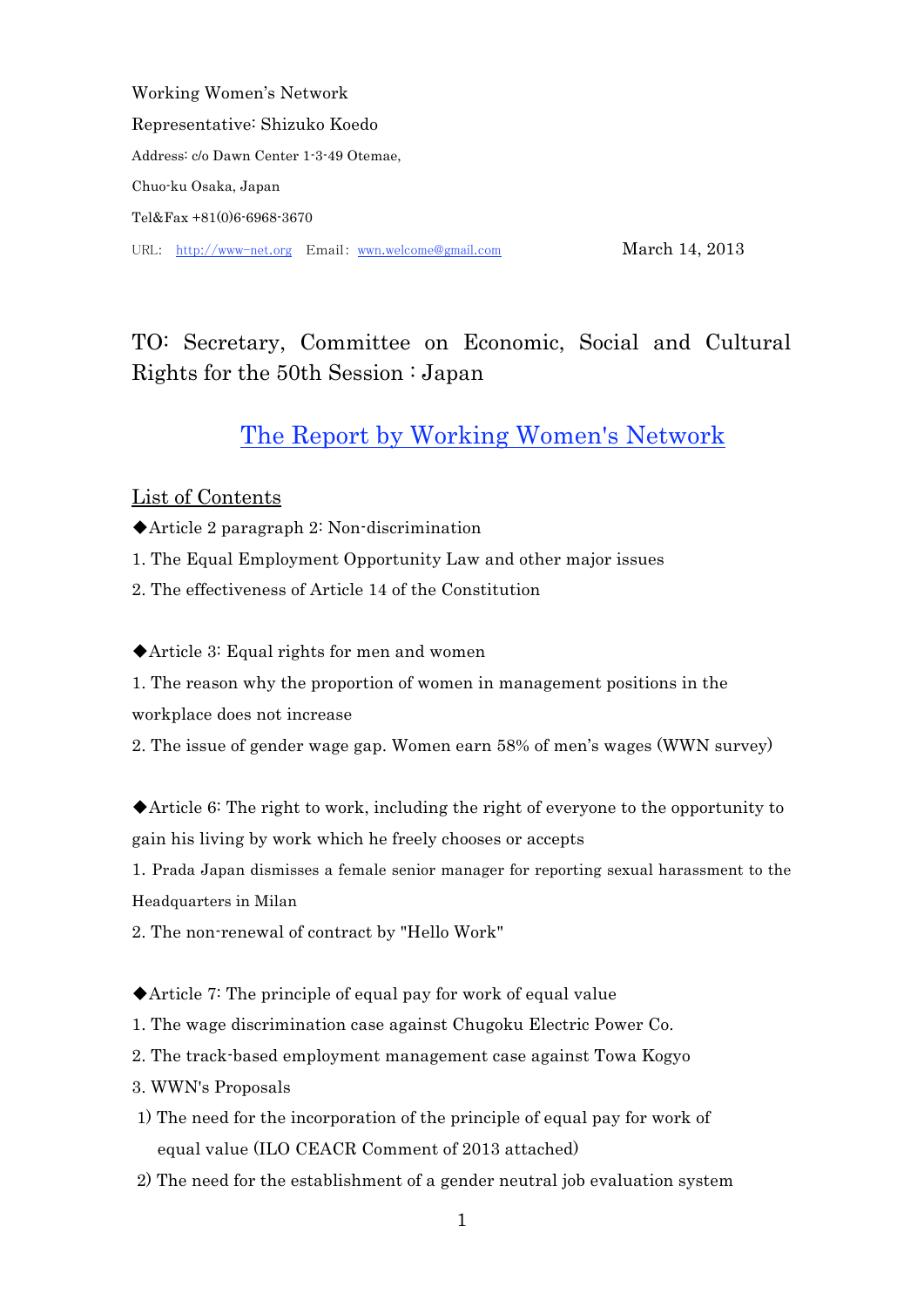Working Women's Network

Representative: Shizuko Koedo

Address: c/o Dawn Center 1-3-49 Otemae,

Chuo-ku Osaka, Japan

Tel&Fax +81(0)6-6968-3670

URL: http://www-net.org Email: wwn.welcome@gmail.com

March 14, 2013

TO: Secretary, Committee on Economic, Social and Cultural Rights for the 50th Session : Japan

# The Report by Working Women's Network

## List of Contents

◆Article 2 paragraph 2: Non-discrimination

1. The Equal Employment Opportunity Law and other major issues
2. The effectiveness of Article 14 of the Constitution

◆Article 3: Equal rights for men and women

1. The reason why the proportion of women in management positions in the workplace does not increase
2. The issue of gender wage gap. Women earn 58% of men's wages (WWN survey)

◆Article 6: The right to work, including the right of everyone to the opportunity to gain his living by work which he freely chooses or accepts

1. Prada Japan dismisses a female senior manager for reporting sexual harassment to the Headquarters in Milan
2. The non-renewal of contract by "Hello Work"

◆Article 7: The principle of equal pay for work of equal value

1. The wage discrimination case against Chugoku Electric Power Co.
2. The track-based employment management case against Towa Kogyo
3. WWN's Proposals
   1) The need for the incorporation of the principle of equal pay for work of equal value (ILO CEACR Comment of 2013 attached)
   2) The need for the establishment of a gender neutral job evaluation system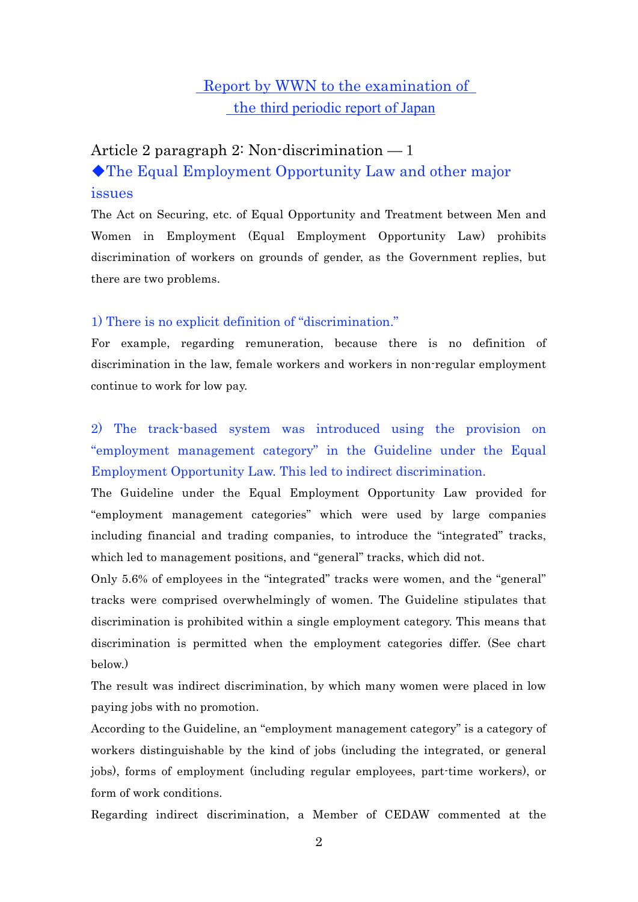# Report by WWN to the examination of the third periodic report of Japan

## Article 2 paragraph 2: Non-discrimination — 1

### ◆The Equal Employment Opportunity Law and other major issues

The Act on Securing, etc. of Equal Opportunity and Treatment between Men and Women in Employment (Equal Employment Opportunity Law) prohibits discrimination of workers on grounds of gender, as the Government replies, but there are two problems.

#### 1) There is no explicit definition of "discrimination."

For example, regarding remuneration, because there is no definition of discrimination in the law, female workers and workers in non-regular employment continue to work for low pay.

#### 2) The track-based system was introduced using the provision on "employment management category" in the Guideline under the Equal Employment Opportunity Law. This led to indirect discrimination.

The Guideline under the Equal Employment Opportunity Law provided for "employment management categories" which were used by large companies including financial and trading companies, to introduce the "integrated" tracks, which led to management positions, and "general" tracks, which did not.

Only 5.6% of employees in the "integrated" tracks were women, and the "general" tracks were comprised overwhelmingly of women. The Guideline stipulates that discrimination is prohibited within a single employment category. This means that discrimination is permitted when the employment categories differ. (See chart below.)

The result was indirect discrimination, by which many women were placed in low paying jobs with no promotion.

According to the Guideline, an "employment management category" is a category of workers distinguishable by the kind of jobs (including the integrated, or general jobs), forms of employment (including regular employees, part-time workers), or form of work conditions.

Regarding indirect discrimination, a Member of CEDAW commented at the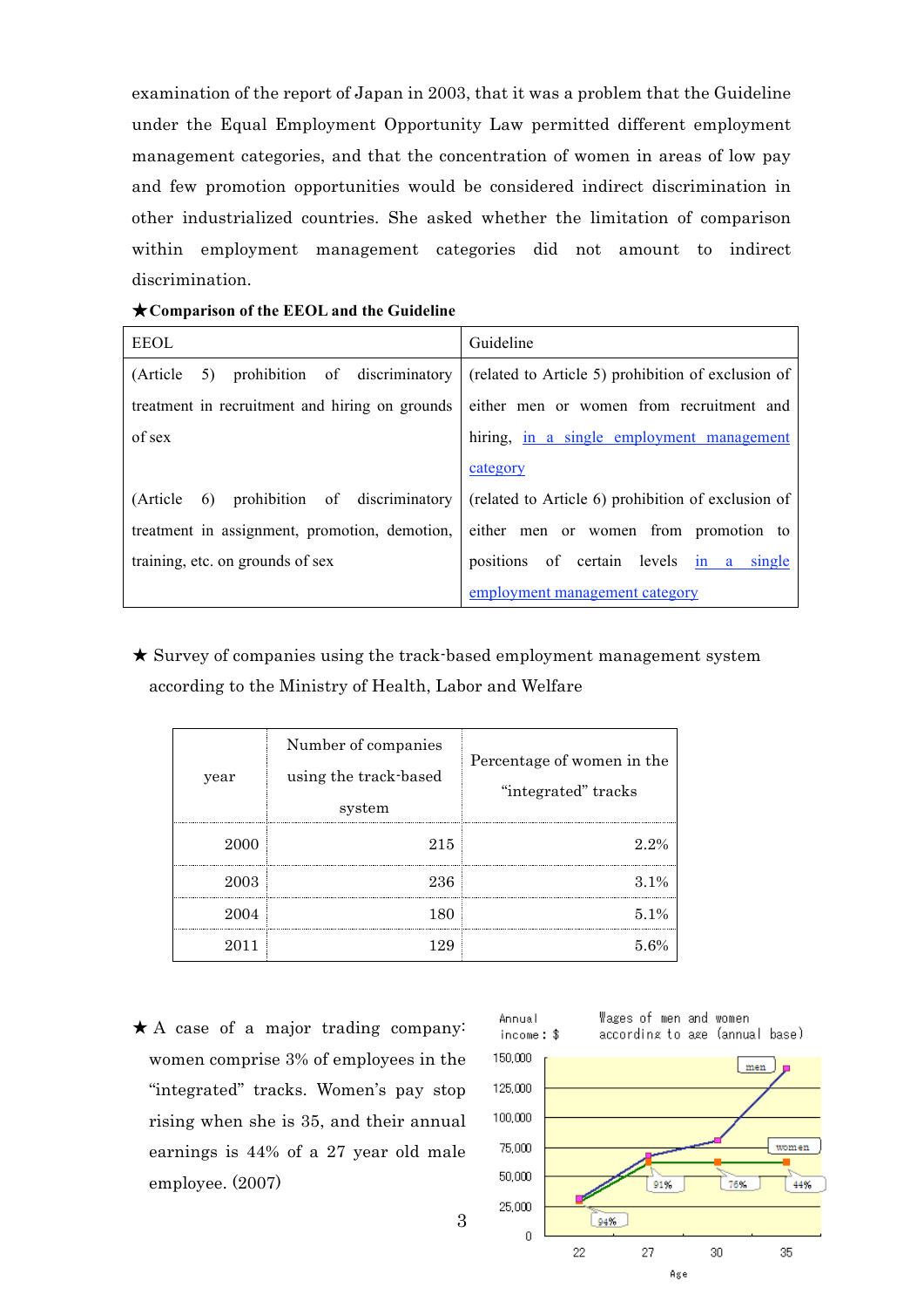examination of the report of Japan in 2003, that it was a problem that the Guideline under the Equal Employment Opportunity Law permitted different employment management categories, and that the concentration of women in areas of low pay and few promotion opportunities would be considered indirect discrimination in other industrialized countries. She asked whether the limitation of comparison within employment management categories did not amount to indirect discrimination.

**★Comparison of the EEOL and the Guideline**

| EEOL | Guideline |
|---|---|
| (Article 5) prohibition of discriminatory treatment in recruitment and hiring on grounds of sex | (related to Article 5) prohibition of exclusion of either men or women from recruitment and hiring, <u>in a single employment management category</u> |
| (Article 6) prohibition of discriminatory treatment in assignment, promotion, demotion, training, etc. on grounds of sex | (related to Article 6) prohibition of exclusion of either men or women from promotion to positions of certain levels <u>in a single employment management category</u> |

★ Survey of companies using the track-based employment management system according to the Ministry of Health, Labor and Welfare

| year | Number of companies using the track-based system | Percentage of women in the "integrated" tracks |
|---|---|---|
| 2000 | 215 | 2.2% |
| 2003 | 236 | 3.1% |
| 2004 | 180 | 5.1% |
| 2011 | 129 | 5.6% |

★ A case of a major trading company: women comprise 3% of employees in the "integrated" tracks. Women's pay stop rising when she is 35, and their annual earnings is 44% of a 27 year old male employee. (2007)

Wages of men and women according to age (annual base)

Annual income: $

| Age | 22 | 27 | 30 | 35 |
|---|---|---|---|---|
| men | | | | |
| women | 94% | 91% | 78% | 44% |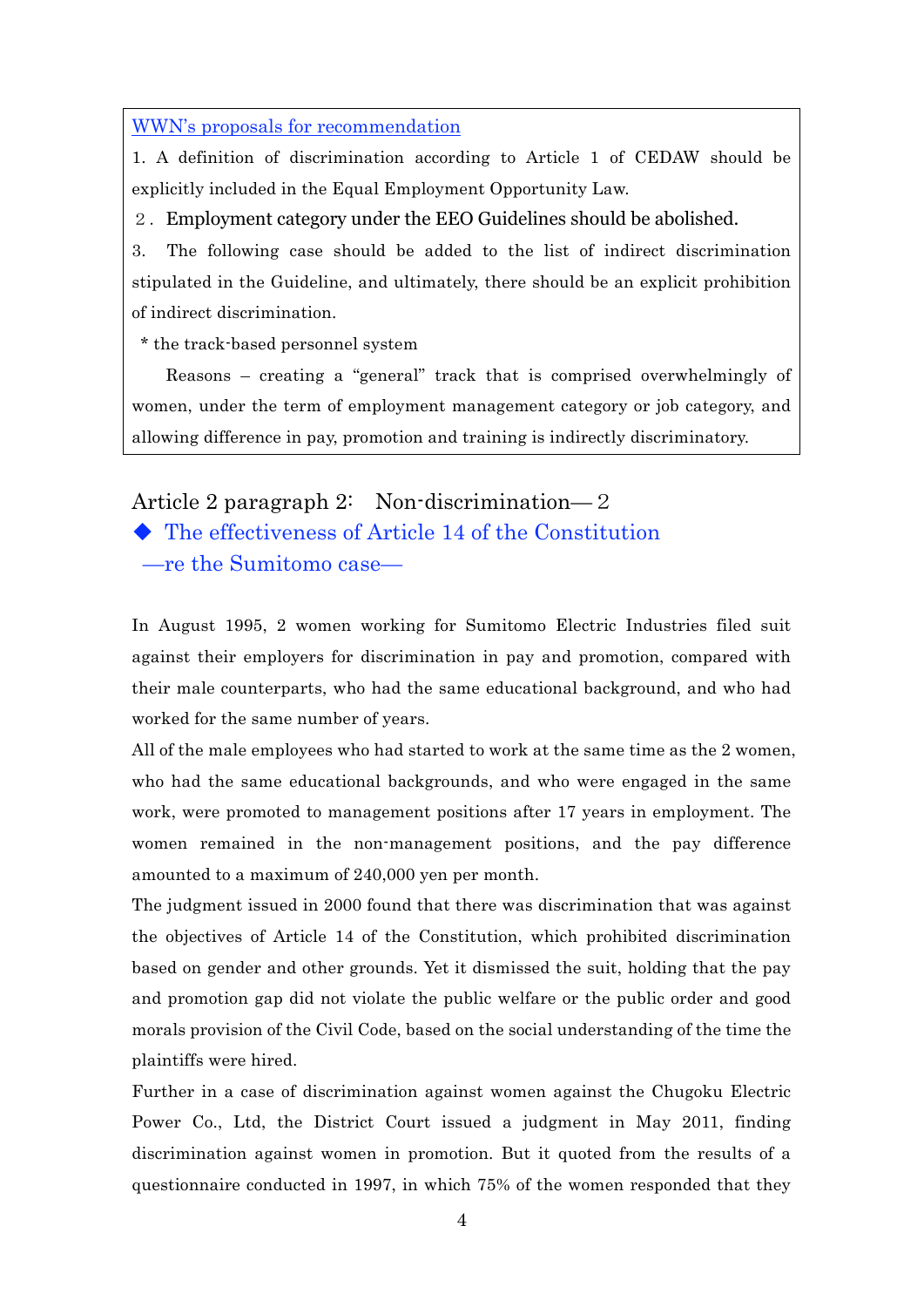WWN's proposals for recommendation

1. A definition of discrimination according to Article 1 of CEDAW should be explicitly included in the Equal Employment Opportunity Law.

2. Employment category under the EEO Guidelines should be abolished.

3. The following case should be added to the list of indirect discrimination stipulated in the Guideline, and ultimately, there should be an explicit prohibition of indirect discrimination.

* the track-based personnel system

Reasons – creating a "general" track that is comprised overwhelmingly of women, under the term of employment management category or job category, and allowing difference in pay, promotion and training is indirectly discriminatory.

## Article 2 paragraph 2: Non-discrimination— 2

### ◆ The effectiveness of Article 14 of the Constitution —re the Sumitomo case—

In August 1995, 2 women working for Sumitomo Electric Industries filed suit against their employers for discrimination in pay and promotion, compared with their male counterparts, who had the same educational background, and who had worked for the same number of years.

All of the male employees who had started to work at the same time as the 2 women, who had the same educational backgrounds, and who were engaged in the same work, were promoted to management positions after 17 years in employment. The women remained in the non-management positions, and the pay difference amounted to a maximum of 240,000 yen per month.

The judgment issued in 2000 found that there was discrimination that was against the objectives of Article 14 of the Constitution, which prohibited discrimination based on gender and other grounds. Yet it dismissed the suit, holding that the pay and promotion gap did not violate the public welfare or the public order and good morals provision of the Civil Code, based on the social understanding of the time the plaintiffs were hired.

Further in a case of discrimination against women against the Chugoku Electric Power Co., Ltd, the District Court issued a judgment in May 2011, finding discrimination against women in promotion. But it quoted from the results of a questionnaire conducted in 1997, in which 75% of the women responded that they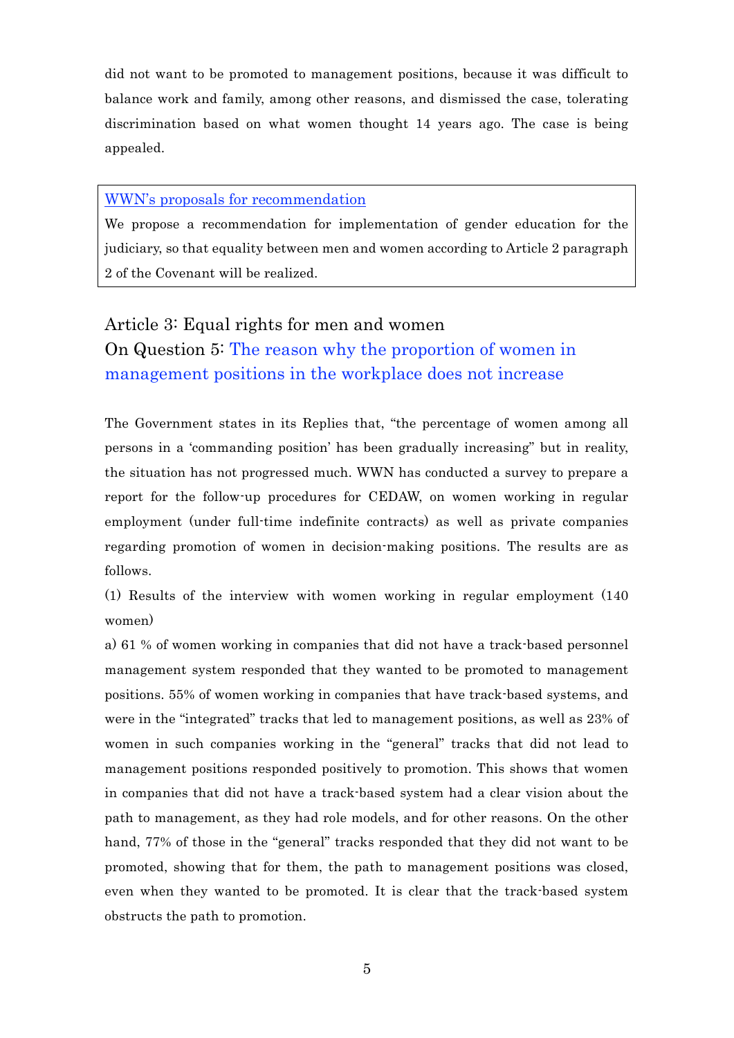did not want to be promoted to management positions, because it was difficult to balance work and family, among other reasons, and dismissed the case, tolerating discrimination based on what women thought 14 years ago. The case is being appealed.

> WWN's proposals for recommendation
>
> We propose a recommendation for implementation of gender education for the judiciary, so that equality between men and women according to Article 2 paragraph 2 of the Covenant will be realized.

## Article 3: Equal rights for men and women
## On Question 5: The reason why the proportion of women in management positions in the workplace does not increase

The Government states in its Replies that, "the percentage of women among all persons in a 'commanding position' has been gradually increasing" but in reality, the situation has not progressed much. WWN has conducted a survey to prepare a report for the follow-up procedures for CEDAW, on women working in regular employment (under full-time indefinite contracts) as well as private companies regarding promotion of women in decision-making positions. The results are as follows.

(1) Results of the interview with women working in regular employment (140 women)

a) 61 % of women working in companies that did not have a track-based personnel management system responded that they wanted to be promoted to management positions. 55% of women working in companies that have track-based systems, and were in the "integrated" tracks that led to management positions, as well as 23% of women in such companies working in the "general" tracks that did not lead to management positions responded positively to promotion. This shows that women in companies that did not have a track-based system had a clear vision about the path to management, as they had role models, and for other reasons. On the other hand, 77% of those in the "general" tracks responded that they did not want to be promoted, showing that for them, the path to management positions was closed, even when they wanted to be promoted. It is clear that the track-based system obstructs the path to promotion.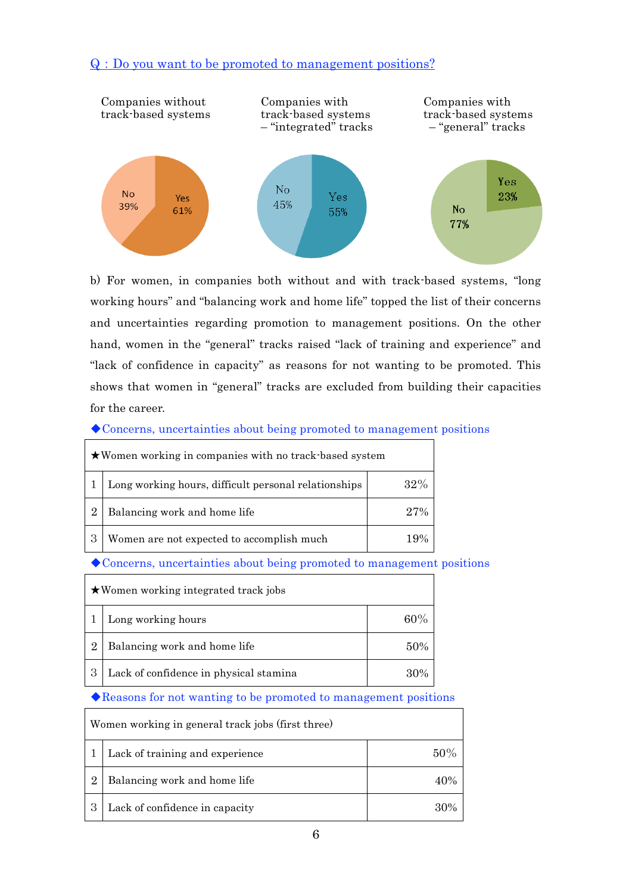Q：Do you want to be promoted to management positions?

Companies without track-based systems

| | |
|---|---|
| Yes | 61% |
| No | 39% |

Companies with track-based systems – "integrated" tracks

| | |
|---|---|
| Yes | 55% |
| No | 45% |

Companies with track-based systems – "general" tracks

| | |
|---|---|
| Yes | 23% |
| No | 77% |

b) For women, in companies both without and with track-based systems, "long working hours" and "balancing work and home life" topped the list of their concerns and uncertainties regarding promotion to management positions. On the other hand, women in the "general" tracks raised "lack of training and experience" and "lack of confidence in capacity" as reasons for not wanting to be promoted. This shows that women in "general" tracks are excluded from building their capacities for the career.

◆Concerns, uncertainties about being promoted to management positions

| ★Women working in companies with no track-based system | | |
|---|---|---|
| 1 | Long working hours, difficult personal relationships | 32% |
| 2 | Balancing work and home life | 27% |
| 3 | Women are not expected to accomplish much | 19% |

◆Concerns, uncertainties about being promoted to management positions

| ★Women working integrated track jobs | | |
|---|---|---|
| 1 | Long working hours | 60% |
| 2 | Balancing work and home life | 50% |
| 3 | Lack of confidence in physical stamina | 30% |

◆Reasons for not wanting to be promoted to management positions

| Women working in general track jobs (first three) | | |
|---|---|---|
| 1 | Lack of training and experience | 50% |
| 2 | Balancing work and home life | 40% |
| 3 | Lack of confidence in capacity | 30% |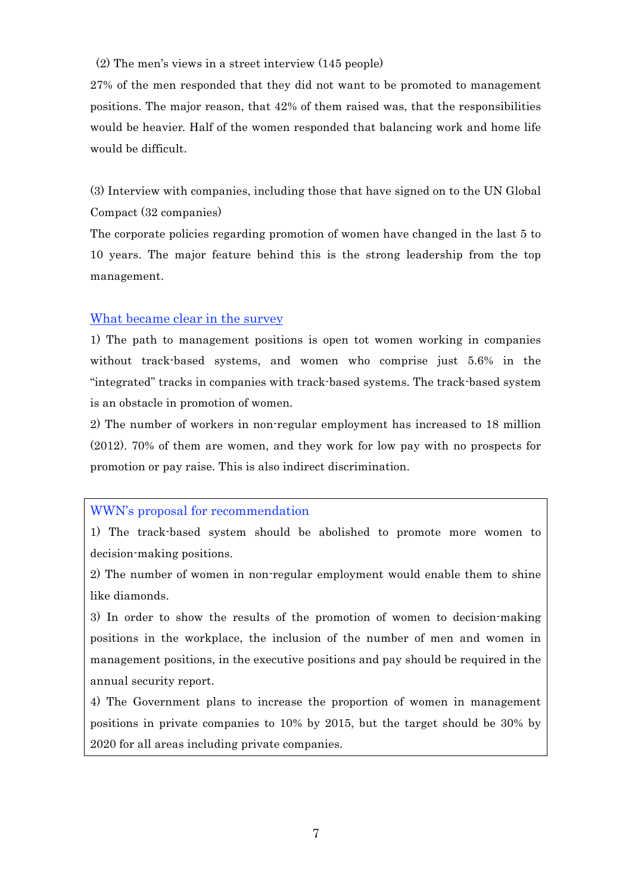(2) The men's views in a street interview (145 people)

27% of the men responded that they did not want to be promoted to management positions. The major reason, that 42% of them raised was, that the responsibilities would be heavier. Half of the women responded that balancing work and home life would be difficult.

(3) Interview with companies, including those that have signed on to the UN Global Compact (32 companies)

The corporate policies regarding promotion of women have changed in the last 5 to 10 years. The major feature behind this is the strong leadership from the top management.

### What became clear in the survey

1) The path to management positions is open tot women working in companies without track-based systems, and women who comprise just 5.6% in the "integrated" tracks in companies with track-based systems. The track-based system is an obstacle in promotion of women.

2) The number of workers in non-regular employment has increased to 18 million (2012). 70% of them are women, and they work for low pay with no prospects for promotion or pay raise. This is also indirect discrimination.

### WWN's proposal for recommendation

1) The track-based system should be abolished to promote more women to decision-making positions.

2) The number of women in non-regular employment would enable them to shine like diamonds.

3) In order to show the results of the promotion of women to decision-making positions in the workplace, the inclusion of the number of men and women in management positions, in the executive positions and pay should be required in the annual security report.

4) The Government plans to increase the proportion of women in management positions in private companies to 10% by 2015, but the target should be 30% by 2020 for all areas including private companies.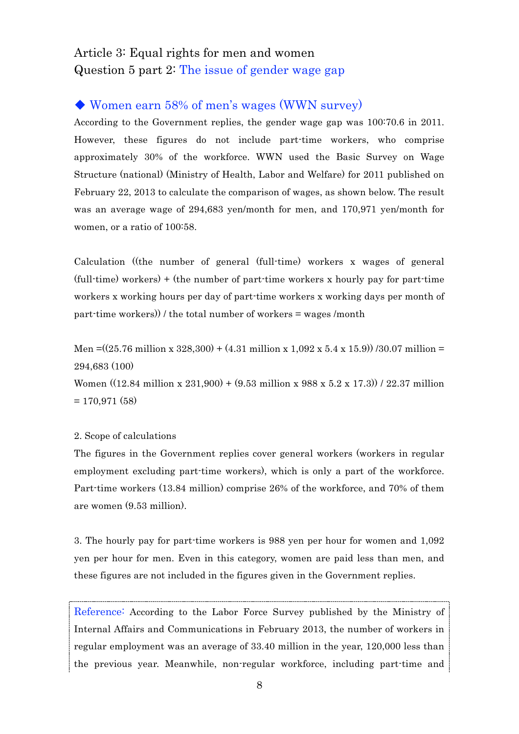## Article 3: Equal rights for men and women
## Question 5 part 2: The issue of gender wage gap

### ◆ Women earn 58% of men's wages (WWN survey)

According to the Government replies, the gender wage gap was 100:70.6 in 2011. However, these figures do not include part-time workers, who comprise approximately 30% of the workforce. WWN used the Basic Survey on Wage Structure (national) (Ministry of Health, Labor and Welfare) for 2011 published on February 22, 2013 to calculate the comparison of wages, as shown below. The result was an average wage of 294,683 yen/month for men, and 170,971 yen/month for women, or a ratio of 100:58.

Calculation ((the number of general (full-time) workers x wages of general (full-time) workers) + (the number of part-time workers x hourly pay for part-time workers x working hours per day of part-time workers x working days per month of part-time workers)) / the total number of workers = wages /month

Men =((25.76 million x 328,300) + (4.31 million x 1,092 x 5.4 x 15.9)) /30.07 million = 294,683 (100)

Women ((12.84 million x 231,900) + (9.53 million x 988 x 5.2 x 17.3)) / 22.37 million = 170,971 (58)

2. Scope of calculations

The figures in the Government replies cover general workers (workers in regular employment excluding part-time workers), which is only a part of the workforce. Part-time workers (13.84 million) comprise 26% of the workforce, and 70% of them are women (9.53 million).

3. The hourly pay for part-time workers is 988 yen per hour for women and 1,092 yen per hour for men. Even in this category, women are paid less than men, and these figures are not included in the figures given in the Government replies.

Reference: According to the Labor Force Survey published by the Ministry of Internal Affairs and Communications in February 2013, the number of workers in regular employment was an average of 33.40 million in the year, 120,000 less than the previous year. Meanwhile, non-regular workforce, including part-time and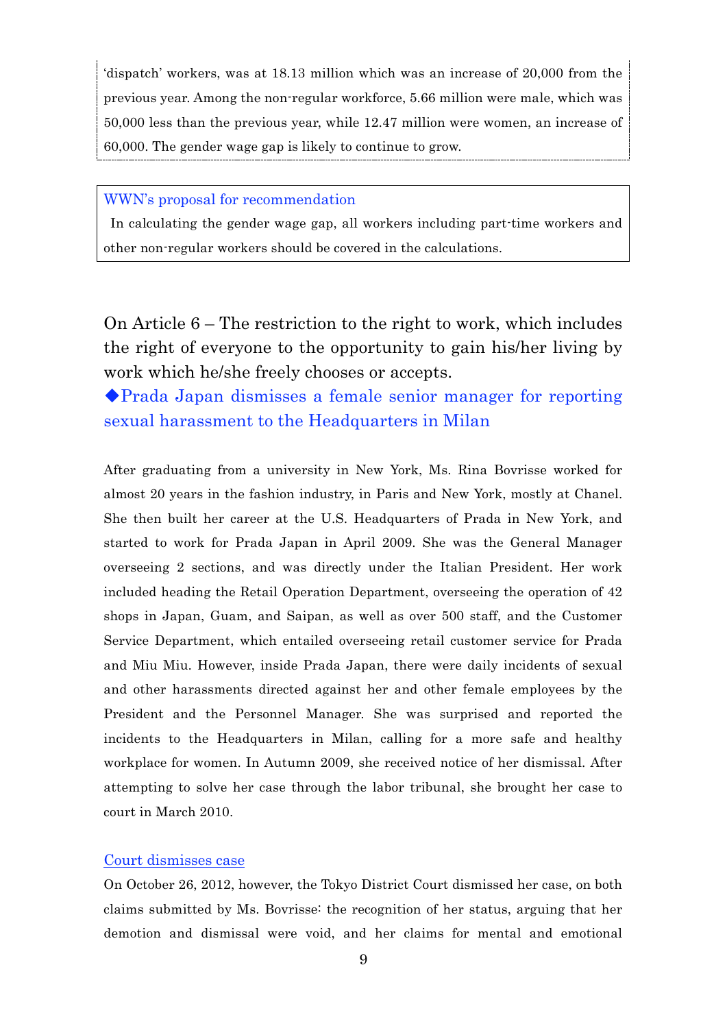'dispatch' workers, was at 18.13 million which was an increase of 20,000 from the previous year. Among the non-regular workforce, 5.66 million were male, which was 50,000 less than the previous year, while 12.47 million were women, an increase of 60,000. The gender wage gap is likely to continue to grow.

WWN's proposal for recommendation

In calculating the gender wage gap, all workers including part-time workers and other non-regular workers should be covered in the calculations.

## On Article 6 – The restriction to the right to work, which includes the right of everyone to the opportunity to gain his/her living by work which he/she freely chooses or accepts.

### ◆Prada Japan dismisses a female senior manager for reporting sexual harassment to the Headquarters in Milan

After graduating from a university in New York, Ms. Rina Bovrisse worked for almost 20 years in the fashion industry, in Paris and New York, mostly at Chanel. She then built her career at the U.S. Headquarters of Prada in New York, and started to work for Prada Japan in April 2009. She was the General Manager overseeing 2 sections, and was directly under the Italian President. Her work included heading the Retail Operation Department, overseeing the operation of 42 shops in Japan, Guam, and Saipan, as well as over 500 staff, and the Customer Service Department, which entailed overseeing retail customer service for Prada and Miu Miu. However, inside Prada Japan, there were daily incidents of sexual and other harassments directed against her and other female employees by the President and the Personnel Manager. She was surprised and reported the incidents to the Headquarters in Milan, calling for a more safe and healthy workplace for women. In Autumn 2009, she received notice of her dismissal. After attempting to solve her case through the labor tribunal, she brought her case to court in March 2010.

#### Court dismisses case

On October 26, 2012, however, the Tokyo District Court dismissed her case, on both claims submitted by Ms. Bovrisse: the recognition of her status, arguing that her demotion and dismissal were void, and her claims for mental and emotional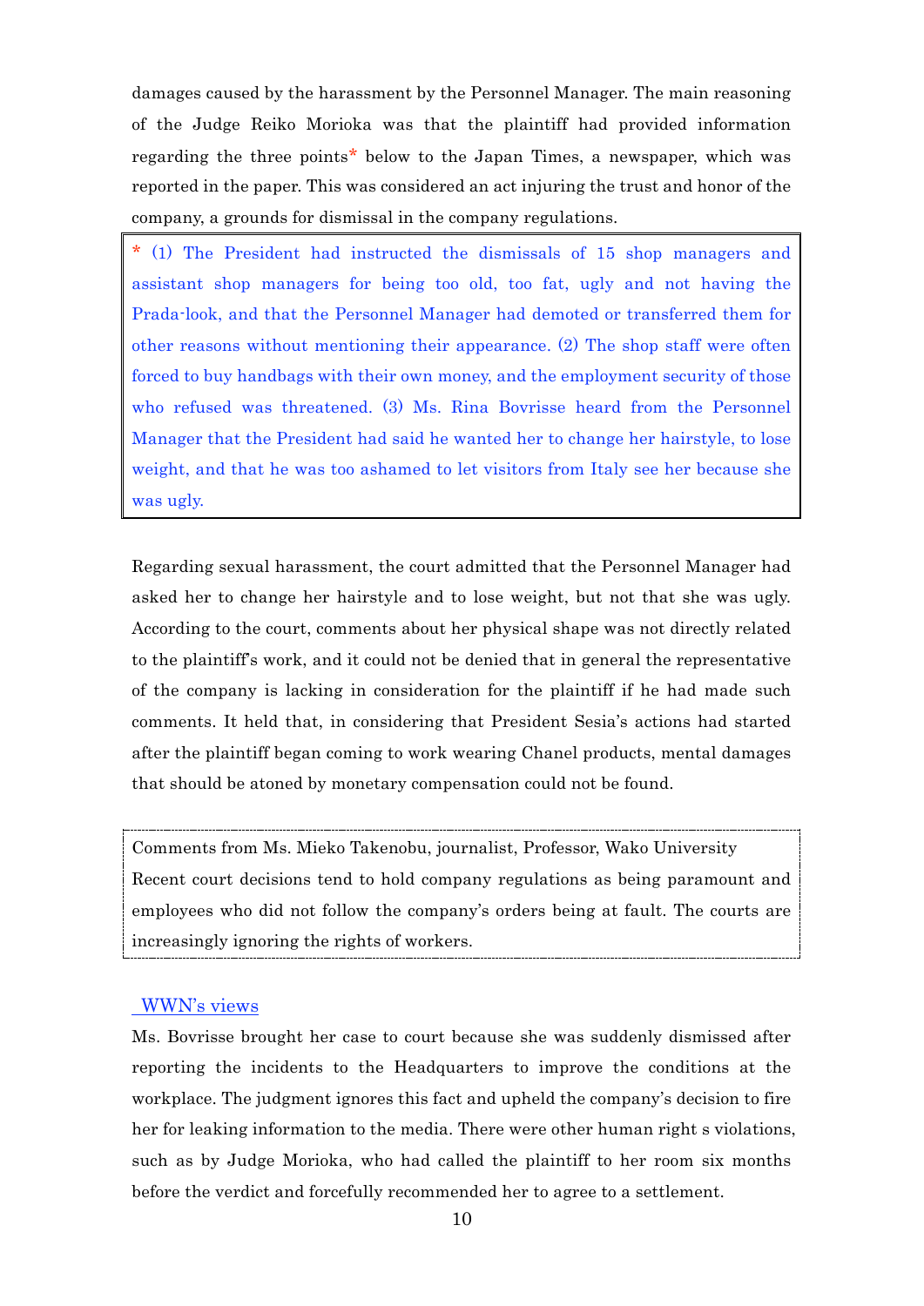damages caused by the harassment by the Personnel Manager. The main reasoning of the Judge Reiko Morioka was that the plaintiff had provided information regarding the three points* below to the Japan Times, a newspaper, which was reported in the paper. This was considered an act injuring the trust and honor of the company, a grounds for dismissal in the company regulations.

> * (1) The President had instructed the dismissals of 15 shop managers and assistant shop managers for being too old, too fat, ugly and not having the Prada-look, and that the Personnel Manager had demoted or transferred them for other reasons without mentioning their appearance. (2) The shop staff were often forced to buy handbags with their own money, and the employment security of those who refused was threatened. (3) Ms. Rina Bovrisse heard from the Personnel Manager that the President had said he wanted her to change her hairstyle, to lose weight, and that he was too ashamed to let visitors from Italy see her because she was ugly.

Regarding sexual harassment, the court admitted that the Personnel Manager had asked her to change her hairstyle and to lose weight, but not that she was ugly. According to the court, comments about her physical shape was not directly related to the plaintiff's work, and it could not be denied that in general the representative of the company is lacking in consideration for the plaintiff if he had made such comments. It held that, in considering that President Sesia's actions had started after the plaintiff began coming to work wearing Chanel products, mental damages that should be atoned by monetary compensation could not be found.

> Comments from Ms. Mieko Takenobu, journalist, Professor, Wako University
> Recent court decisions tend to hold company regulations as being paramount and employees who did not follow the company's orders being at fault. The courts are increasingly ignoring the rights of workers.

## WWN's views

Ms. Bovrisse brought her case to court because she was suddenly dismissed after reporting the incidents to the Headquarters to improve the conditions at the workplace. The judgment ignores this fact and upheld the company's decision to fire her for leaking information to the media. There were other human right s violations, such as by Judge Morioka, who had called the plaintiff to her room six months before the verdict and forcefully recommended her to agree to a settlement.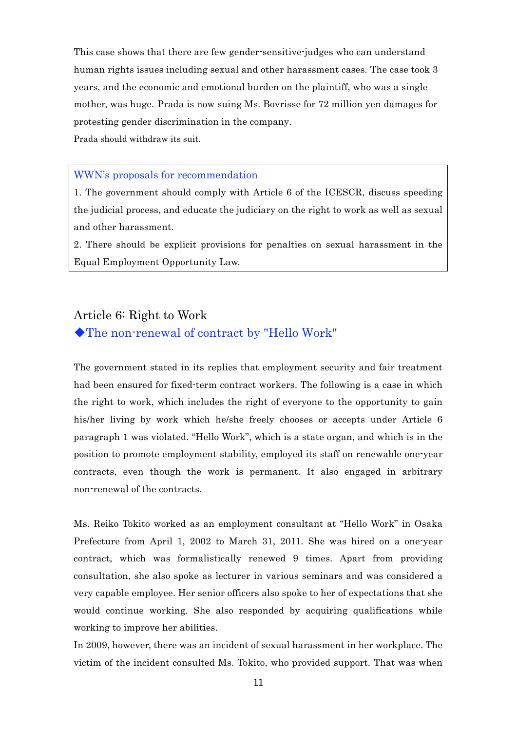This case shows that there are few gender-sensitive-judges who can understand human rights issues including sexual and other harassment cases. The case took 3 years, and the economic and emotional burden on the plaintiff, who was a single mother, was huge. Prada is now suing Ms. Bovrisse for 72 million yen damages for protesting gender discrimination in the company.

Prada should withdraw its suit.

> **WWN's proposals for recommendation**
>
> 1. The government should comply with Article 6 of the ICESCR, discuss speeding the judicial process, and educate the judiciary on the right to work as well as sexual and other harassment.
> 2. There should be explicit provisions for penalties on sexual harassment in the Equal Employment Opportunity Law.

## Article 6: Right to Work

### ◆The non-renewal of contract by "Hello Work"

The government stated in its replies that employment security and fair treatment had been ensured for fixed-term contract workers. The following is a case in which the right to work, which includes the right of everyone to the opportunity to gain his/her living by work which he/she freely chooses or accepts under Article 6 paragraph 1 was violated. "Hello Work", which is a state organ, and which is in the position to promote employment stability, employed its staff on renewable one-year contracts, even though the work is permanent. It also engaged in arbitrary non-renewal of the contracts.

Ms. Reiko Tokito worked as an employment consultant at "Hello Work" in Osaka Prefecture from April 1, 2002 to March 31, 2011. She was hired on a one-year contract, which was formalistically renewed 9 times. Apart from providing consultation, she also spoke as lecturer in various seminars and was considered a very capable employee. Her senior officers also spoke to her of expectations that she would continue working. She also responded by acquiring qualifications while working to improve her abilities.

In 2009, however, there was an incident of sexual harassment in her workplace. The victim of the incident consulted Ms. Tokito, who provided support. That was when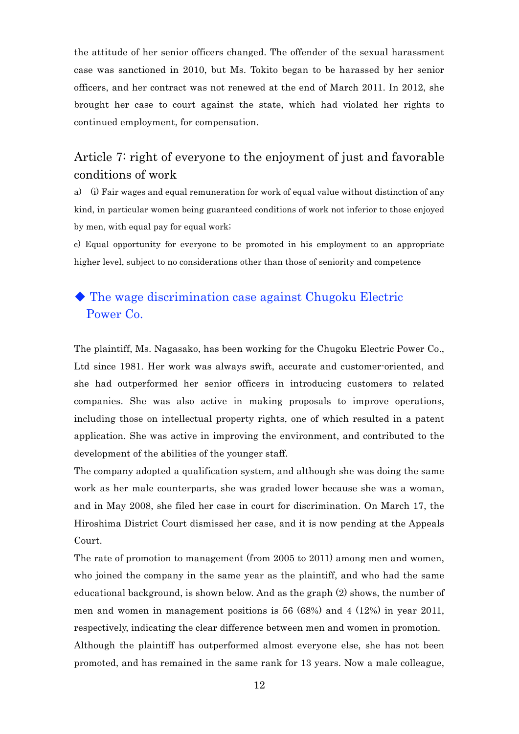the attitude of her senior officers changed. The offender of the sexual harassment case was sanctioned in 2010, but Ms. Tokito began to be harassed by her senior officers, and her contract was not renewed at the end of March 2011. In 2012, she brought her case to court against the state, which had violated her rights to continued employment, for compensation.

## Article 7: right of everyone to the enjoyment of just and favorable conditions of work

a) (i) Fair wages and equal remuneration for work of equal value without distinction of any kind, in particular women being guaranteed conditions of work not inferior to those enjoyed by men, with equal pay for equal work;

c) Equal opportunity for everyone to be promoted in his employment to an appropriate higher level, subject to no considerations other than those of seniority and competence

### ◆ The wage discrimination case against Chugoku Electric Power Co.

The plaintiff, Ms. Nagasako, has been working for the Chugoku Electric Power Co., Ltd since 1981. Her work was always swift, accurate and customer-oriented, and she had outperformed her senior officers in introducing customers to related companies. She was also active in making proposals to improve operations, including those on intellectual property rights, one of which resulted in a patent application. She was active in improving the environment, and contributed to the development of the abilities of the younger staff.

The company adopted a qualification system, and although she was doing the same work as her male counterparts, she was graded lower because she was a woman, and in May 2008, she filed her case in court for discrimination. On March 17, the Hiroshima District Court dismissed her case, and it is now pending at the Appeals Court.

The rate of promotion to management (from 2005 to 2011) among men and women, who joined the company in the same year as the plaintiff, and who had the same educational background, is shown below. And as the graph (2) shows, the number of men and women in management positions is 56 (68%) and 4 (12%) in year 2011, respectively, indicating the clear difference between men and women in promotion.

Although the plaintiff has outperformed almost everyone else, she has not been promoted, and has remained in the same rank for 13 years. Now a male colleague,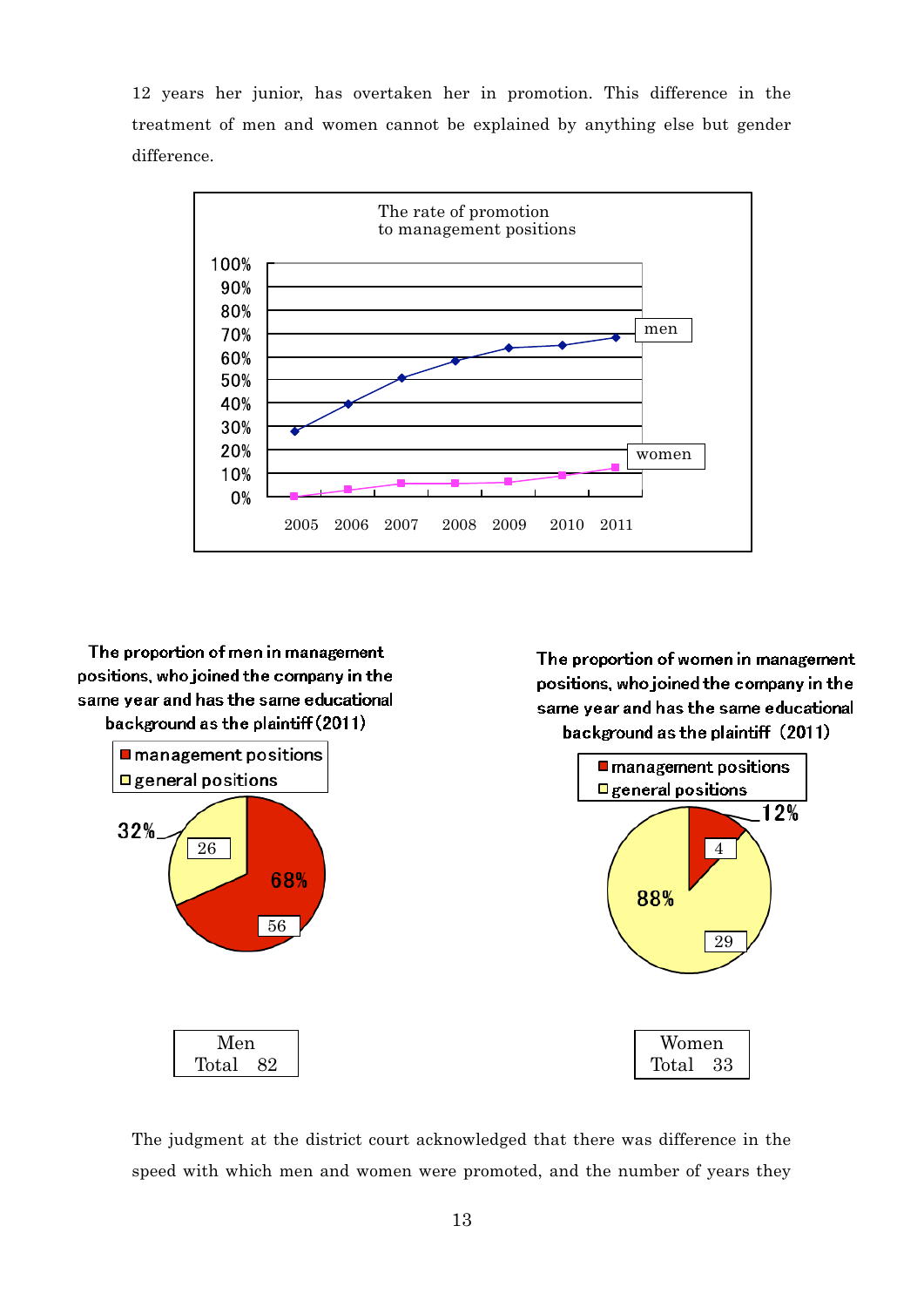12 years her junior, has overtaken her in promotion. This difference in the treatment of men and women cannot be explained by anything else but gender difference.

The rate of promotion to management positions

| Year | men | women |
|---|---|---|
| 2005 | 28% | 0% |
| 2006 | 40% | 3% |
| 2007 | 51% | 6% |
| 2008 | 58% | 6% |
| 2009 | 64% | 6% |
| 2010 | 65% | 9% |
| 2011 | 68% | 12% |

The proportion of men in management positions, who joined the company in the same year and has the same educational background as the plaintiff (2011)

| | Number | Percentage |
|---|---|---|
| management positions | 56 | 68% |
| general positions | 26 | 32% |
| Men Total | 82 | |

The proportion of women in management positions, who joined the company in the same year and has the same educational background as the plaintiff (2011)

| | Number | Percentage |
|---|---|---|
| management positions | 4 | 12% |
| general positions | 29 | 88% |
| Women Total | 33 | |

The judgment at the district court acknowledged that there was difference in the speed with which men and women were promoted, and the number of years they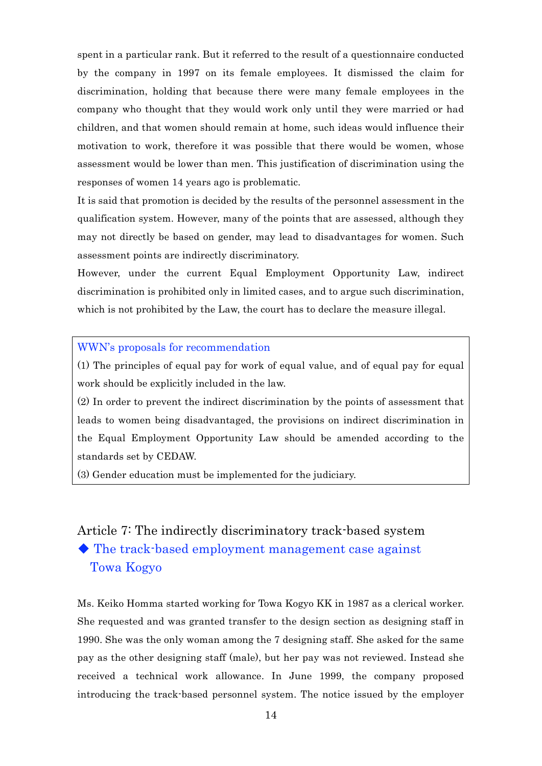spent in a particular rank. But it referred to the result of a questionnaire conducted by the company in 1997 on its female employees. It dismissed the claim for discrimination, holding that because there were many female employees in the company who thought that they would work only until they were married or had children, and that women should remain at home, such ideas would influence their motivation to work, therefore it was possible that there would be women, whose assessment would be lower than men. This justification of discrimination using the responses of women 14 years ago is problematic.

It is said that promotion is decided by the results of the personnel assessment in the qualification system. However, many of the points that are assessed, although they may not directly be based on gender, may lead to disadvantages for women. Such assessment points are indirectly discriminatory.

However, under the current Equal Employment Opportunity Law, indirect discrimination is prohibited only in limited cases, and to argue such discrimination, which is not prohibited by the Law, the court has to declare the measure illegal.

> **WWN's proposals for recommendation**
>
> (1) The principles of equal pay for work of equal value, and of equal pay for equal work should be explicitly included in the law.
>
> (2) In order to prevent the indirect discrimination by the points of assessment that leads to women being disadvantaged, the provisions on indirect discrimination in the Equal Employment Opportunity Law should be amended according to the standards set by CEDAW.
>
> (3) Gender education must be implemented for the judiciary.

## Article 7: The indirectly discriminatory track-based system

### ◆ The track-based employment management case against Towa Kogyo

Ms. Keiko Homma started working for Towa Kogyo KK in 1987 as a clerical worker. She requested and was granted transfer to the design section as designing staff in 1990. She was the only woman among the 7 designing staff. She asked for the same pay as the other designing staff (male), but her pay was not reviewed. Instead she received a technical work allowance. In June 1999, the company proposed introducing the track-based personnel system. The notice issued by the employer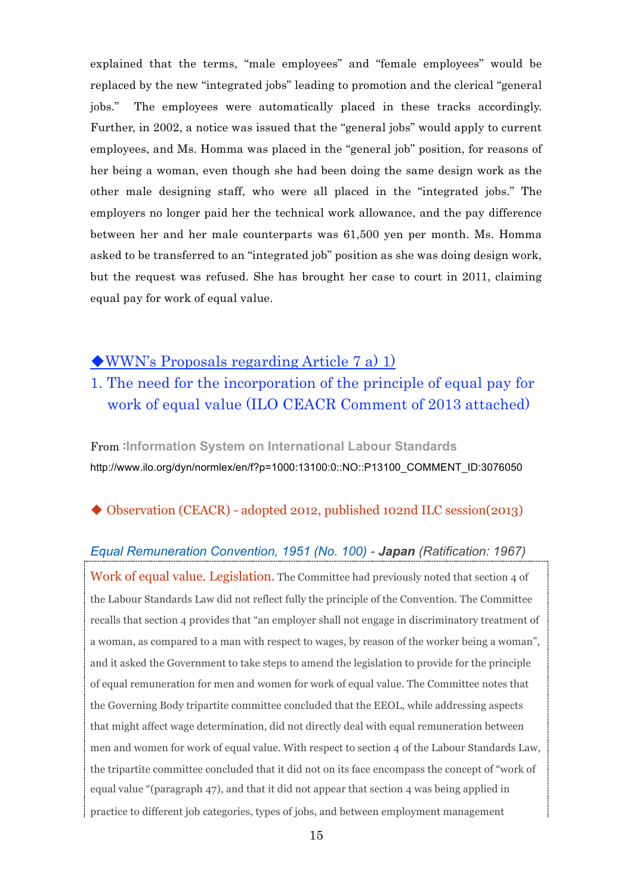explained that the terms, “male employees” and “female employees” would be replaced by the new “integrated jobs” leading to promotion and the clerical “general jobs.” The employees were automatically placed in these tracks accordingly. Further, in 2002, a notice was issued that the “general jobs” would apply to current employees, and Ms. Homma was placed in the “general job” position, for reasons of her being a woman, even though she had been doing the same design work as the other male designing staff, who were all placed in the “integrated jobs.” The employers no longer paid her the technical work allowance, and the pay difference between her and her male counterparts was 61,500 yen per month. Ms. Homma asked to be transferred to an “integrated job” position as she was doing design work, but the request was refused. She has brought her case to court in 2011, claiming equal pay for work of equal value.

## ◆WWN’s Proposals regarding Article 7 a) 1)

## 1. The need for the incorporation of the principle of equal pay for work of equal value (ILO CEACR Comment of 2013 attached)

From :**Information System on International Labour Standards**

http://www.ilo.org/dyn/normlex/en/f?p=1000:13100:0::NO::P13100_COMMENT_ID:3076050

### ◆ Observation (CEACR) - adopted 2012, published 102nd ILC session(2013)

*Equal Remuneration Convention, 1951 (No. 100)* - ***Japan*** *(Ratification: 1967)*

Work of equal value. Legislation. The Committee had previously noted that section 4 of the Labour Standards Law did not reflect fully the principle of the Convention. The Committee recalls that section 4 provides that “an employer shall not engage in discriminatory treatment of a woman, as compared to a man with respect to wages, by reason of the worker being a woman”, and it asked the Government to take steps to amend the legislation to provide for the principle of equal remuneration for men and women for work of equal value. The Committee notes that the Governing Body tripartite committee concluded that the EEOL, while addressing aspects that might affect wage determination, did not directly deal with equal remuneration between men and women for work of equal value. With respect to section 4 of the Labour Standards Law, the tripartite committee concluded that it did not on its face encompass the concept of “work of equal value “(paragraph 47), and that it did not appear that section 4 was being applied in practice to different job categories, types of jobs, and between employment management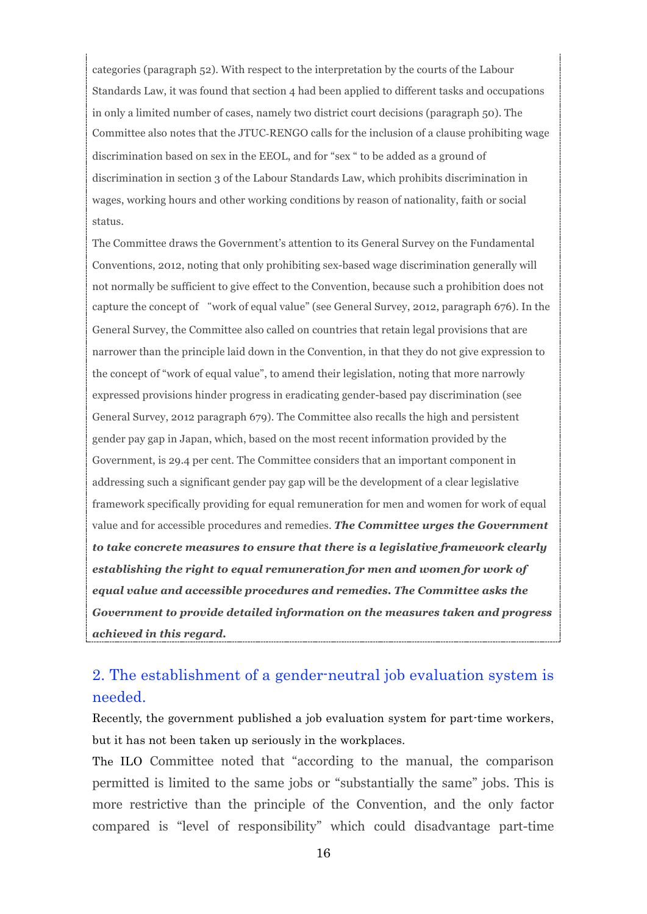categories (paragraph 52). With respect to the interpretation by the courts of the Labour Standards Law, it was found that section 4 had been applied to different tasks and occupations in only a limited number of cases, namely two district court decisions (paragraph 50). The Committee also notes that the JTUC-RENGO calls for the inclusion of a clause prohibiting wage discrimination based on sex in the EEOL, and for "sex " to be added as a ground of discrimination in section 3 of the Labour Standards Law, which prohibits discrimination in wages, working hours and other working conditions by reason of nationality, faith or social status.

The Committee draws the Government's attention to its General Survey on the Fundamental Conventions, 2012, noting that only prohibiting sex-based wage discrimination generally will not normally be sufficient to give effect to the Convention, because such a prohibition does not capture the concept of "work of equal value" (see General Survey, 2012, paragraph 676). In the General Survey, the Committee also called on countries that retain legal provisions that are narrower than the principle laid down in the Convention, in that they do not give expression to the concept of "work of equal value", to amend their legislation, noting that more narrowly expressed provisions hinder progress in eradicating gender-based pay discrimination (see General Survey, 2012 paragraph 679). The Committee also recalls the high and persistent gender pay gap in Japan, which, based on the most recent information provided by the Government, is 29.4 per cent. The Committee considers that an important component in addressing such a significant gender pay gap will be the development of a clear legislative framework specifically providing for equal remuneration for men and women for work of equal value and for accessible procedures and remedies. ***The Committee urges the Government to take concrete measures to ensure that there is a legislative framework clearly establishing the right to equal remuneration for men and women for work of equal value and accessible procedures and remedies. The Committee asks the Government to provide detailed information on the measures taken and progress achieved in this regard.***

## 2. The establishment of a gender-neutral job evaluation system is needed.

Recently, the government published a job evaluation system for part-time workers, but it has not been taken up seriously in the workplaces.

The ILO Committee noted that "according to the manual, the comparison permitted is limited to the same jobs or "substantially the same" jobs. This is more restrictive than the principle of the Convention, and the only factor compared is "level of responsibility" which could disadvantage part-time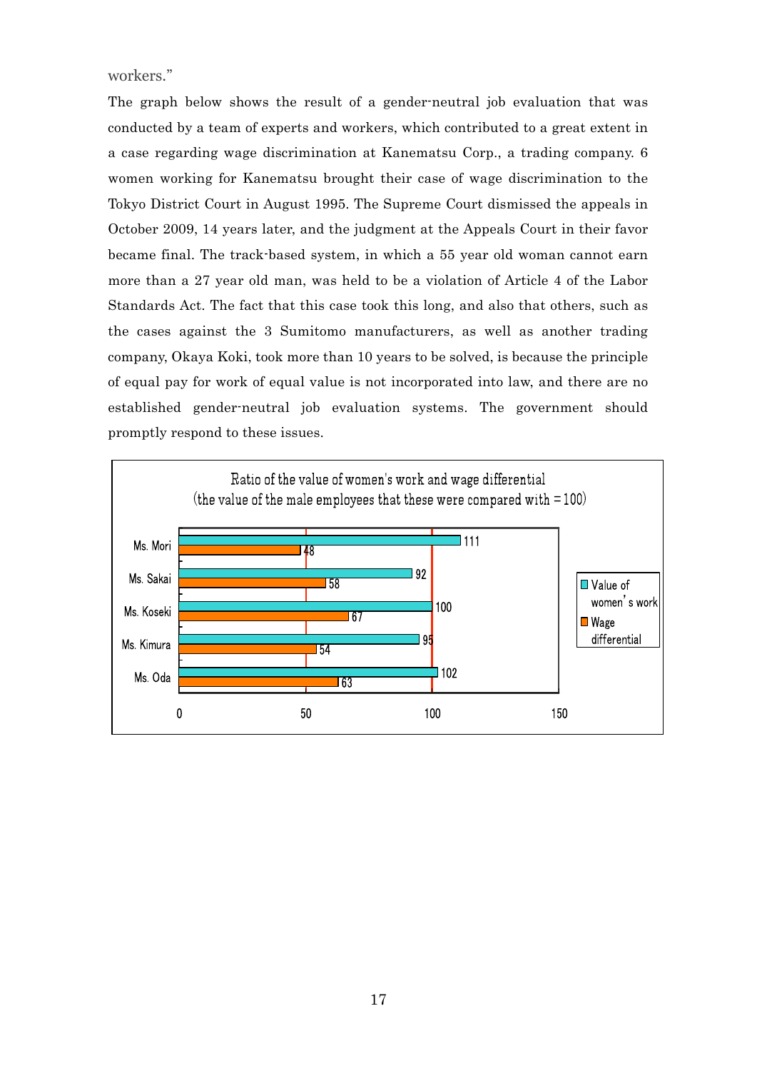workers."

The graph below shows the result of a gender-neutral job evaluation that was conducted by a team of experts and workers, which contributed to a great extent in a case regarding wage discrimination at Kanematsu Corp., a trading company. 6 women working for Kanematsu brought their case of wage discrimination to the Tokyo District Court in August 1995. The Supreme Court dismissed the appeals in October 2009, 14 years later, and the judgment at the Appeals Court in their favor became final. The track-based system, in which a 55 year old woman cannot earn more than a 27 year old man, was held to be a violation of Article 4 of the Labor Standards Act. The fact that this case took this long, and also that others, such as the cases against the 3 Sumitomo manufacturers, as well as another trading company, Okaya Koki, took more than 10 years to be solved, is because the principle of equal pay for work of equal value is not incorporated into law, and there are no established gender-neutral job evaluation systems. The government should promptly respond to these issues.

Ratio of the value of women's work and wage differential
(the value of the male employees that these were compared with = 100)

Ms. Mori 111 48
Ms. Sakai 92 58
Ms. Koseki 100 67
Ms. Kimura 95 54
Ms. Oda 102 63

0 50 100 150

Value of women's work
Wage differential